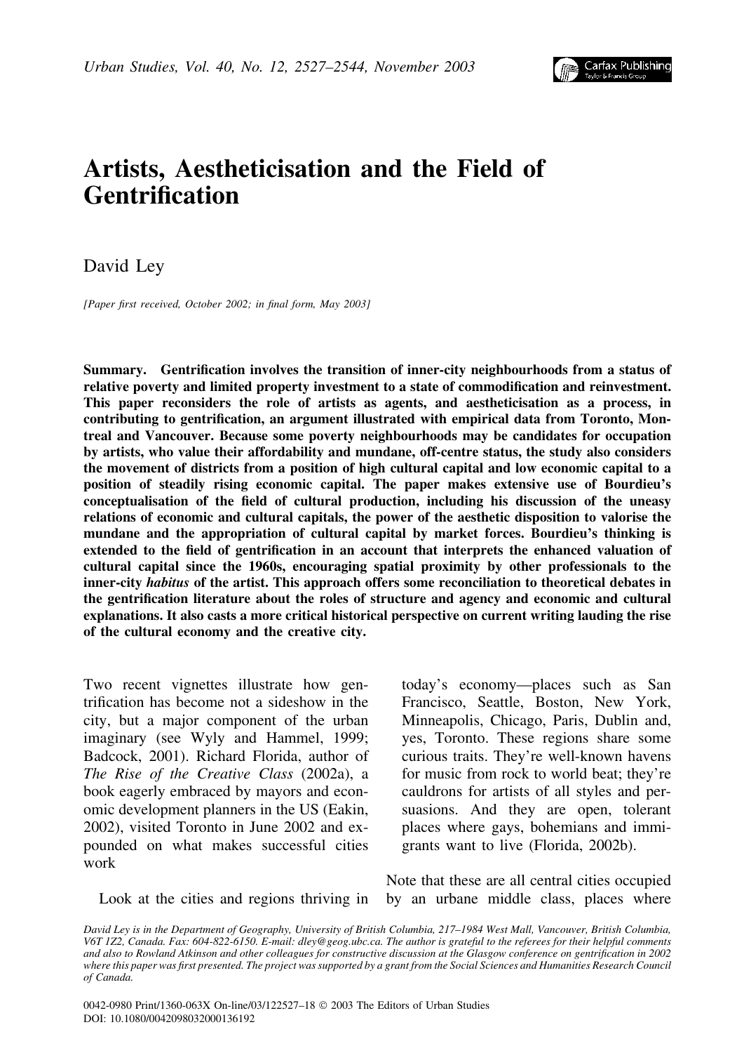# Artists, Aestheticisation and the Field of Gentrification

David Ley

*[Paper first received, October 2002; in final form, May 2003]*

**Summary. Gentrification involves the transition of inner-city neighbourhoods from a status of relative poverty and limited property investment to a state of commodification and reinvestment. This paper reconsiders the role of artists as agents, and aestheticisation as a process, in contributing to gentrification, an argument illustrated with empirical data from Toronto, Montreal and Vancouver. Because some poverty neighbourhoods may be candidates for occupation by artists, who value their affordability and mundane, off-centre status, the study also considers the movement of districts from a position of high cultural capital and low economic capital to a position of steadily rising economic capital. The paper makes extensive use of Bourdieu's conceptualisation of the field of cultural production, including his discussion of the uneasy relations of economic and cultural capitals, the power of the aesthetic disposition to valorise the mundane and the appropriation of cultural capital by market forces. Bourdieu's thinking is extended to the field of gentrification in an account that interprets the enhanced valuation of cultural capital since the 1960s, encouraging spatial proximity by other professionals to the inner-city *habitus* of the artist. This approach offers some reconciliation to theoretical debates in the gentrification literature about the roles of structure and agency and economic and cultural explanations. It also casts a more critical historical perspective on current writing lauding the rise of the cultural economy and the creative city.**

Two recent vignettes illustrate how gentrification has become not a sideshow in the city, but a major component of the urban imaginary (see Wyly and Hammel, 1999; Badcock, 2001). Richard Florida, author of *The Rise of the Creative Class* (2002a), a book eagerly embraced by mayors and economic development planners in the US (Eakin, 2002), visited Toronto in June 2002 and expounded on what makes successful cities work

> Look at the cities and regions thriving in today's economy—places such as San Francisco, Seattle, Boston, New York, Minneapolis, Chicago, Paris, Dublin and, yes, Toronto. These regions share some curious traits. They're well-known havens for music from rock to world beat; they're cauldrons for artists of all styles and persuasions. And they are open, tolerant places where gays, bohemians and immigrants want to live (Florida, 2002b).

Note that these are all central cities occupied by an urbane middle class, places where

*David Ley is in the Department of Geography, University of British Columbia, 217–1984 West Mall, Vancouver, British Columbia, V6T 1Z2, Canada. Fax: 604-822-6150. E-mail: dley@geog.ubc.ca. The author is grateful to the referees for their helpful comments and also to Rowland Atkinson and other colleagues for constructive discussion at the Glasgow conference on gentrification in 2002 where this paper was first presented. The project was supported by a grant from the Social Sciences and Humanities Research Council of Canada.*

0042-0980 Print/1360-063X On-line/03/122527-18 © 2003 The Editors of Urban Studies
DOI: 10.1080/0042098032000136192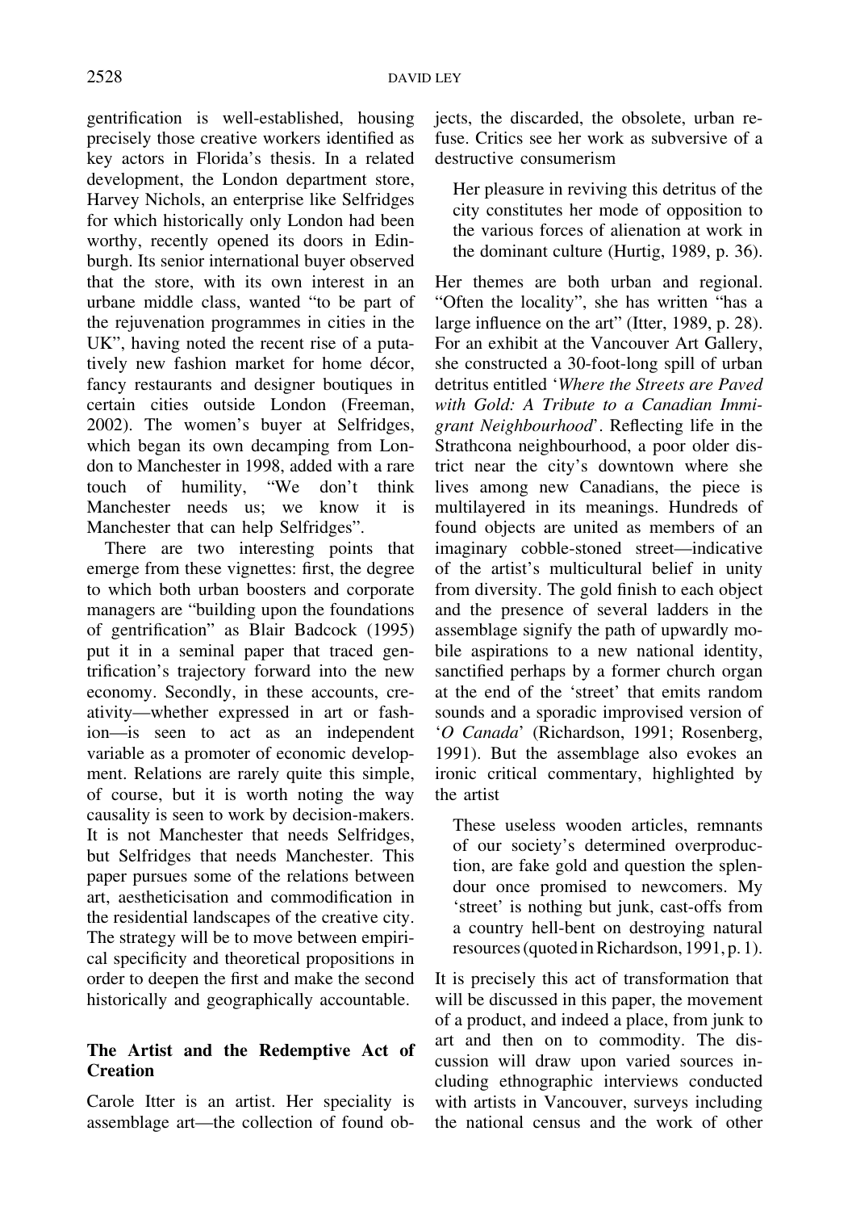gentrification is well-established, housing precisely those creative workers identified as key actors in Florida's thesis. In a related development, the London department store, Harvey Nichols, an enterprise like Selfridges for which historically only London had been worthy, recently opened its doors in Edinburgh. Its senior international buyer observed that the store, with its own interest in an urbane middle class, wanted "to be part of the rejuvenation programmes in cities in the UK", having noted the recent rise of a putatively new fashion market for home décor, fancy restaurants and designer boutiques in certain cities outside London (Freeman, 2002). The women's buyer at Selfridges, which began its own decamping from London to Manchester in 1998, added with a rare touch of humility, "We don't think Manchester needs us; we know it is Manchester that can help Selfridges".

There are two interesting points that emerge from these vignettes: first, the degree to which both urban boosters and corporate managers are "building upon the foundations of gentrification" as Blair Badcock (1995) put it in a seminal paper that traced gentrification's trajectory forward into the new economy. Secondly, in these accounts, creativity—whether expressed in art or fashion—is seen to act as an independent variable as a promoter of economic development. Relations are rarely quite this simple, of course, but it is worth noting the way causality is seen to work by decision-makers. It is not Manchester that needs Selfridges, but Selfridges that needs Manchester. This paper pursues some of the relations between art, aestheticisation and commodification in the residential landscapes of the creative city. The strategy will be to move between empirical specificity and theoretical propositions in order to deepen the first and make the second historically and geographically accountable.

## The Artist and the Redemptive Act of Creation

Carole Itter is an artist. Her speciality is assemblage art—the collection of found objects, the discarded, the obsolete, urban refuse. Critics see her work as subversive of a destructive consumerism

> Her pleasure in reviving this detritus of the city constitutes her mode of opposition to the various forces of alienation at work in the dominant culture (Hurtig, 1989, p. 36).

Her themes are both urban and regional. "Often the locality", she has written "has a large influence on the art" (Itter, 1989, p. 28). For an exhibit at the Vancouver Art Gallery, she constructed a 30-foot-long spill of urban detritus entitled '*Where the Streets are Paved with Gold: A Tribute to a Canadian Immigrant Neighbourhood*'. Reflecting life in the Strathcona neighbourhood, a poor older district near the city's downtown where she lives among new Canadians, the piece is multilayered in its meanings. Hundreds of found objects are united as members of an imaginary cobble-stoned street—indicative of the artist's multicultural belief in unity from diversity. The gold finish to each object and the presence of several ladders in the assemblage signify the path of upwardly mobile aspirations to a new national identity, sanctified perhaps by a former church organ at the end of the 'street' that emits random sounds and a sporadic improvised version of '*O Canada*' (Richardson, 1991; Rosenberg, 1991). But the assemblage also evokes an ironic critical commentary, highlighted by the artist

> These useless wooden articles, remnants of our society's determined overproduction, are fake gold and question the splendour once promised to newcomers. My 'street' is nothing but junk, cast-offs from a country hell-bent on destroying natural resources (quoted in Richardson, 1991, p. 1).

It is precisely this act of transformation that will be discussed in this paper, the movement of a product, and indeed a place, from junk to art and then on to commodity. The discussion will draw upon varied sources including ethnographic interviews conducted with artists in Vancouver, surveys including the national census and the work of other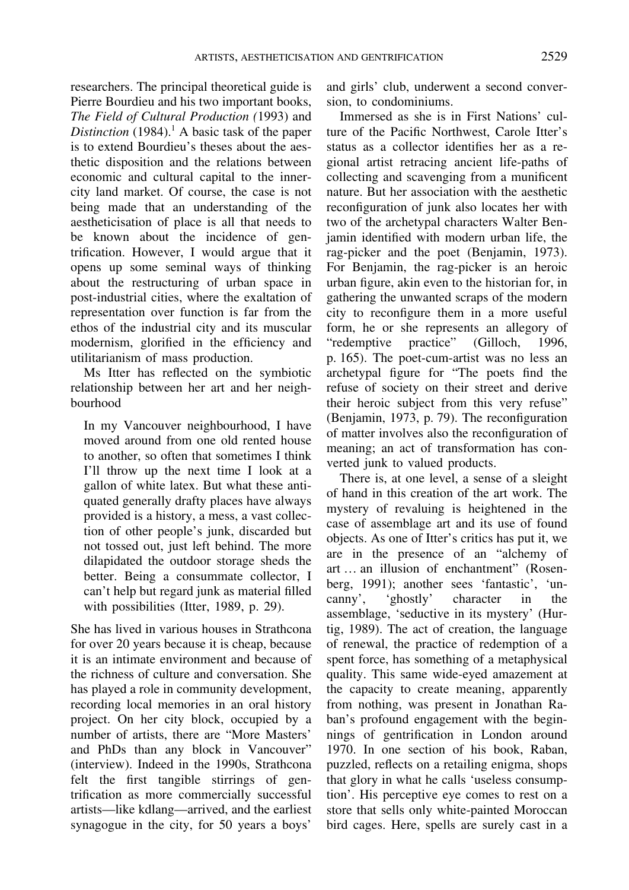researchers. The principal theoretical guide is Pierre Bourdieu and his two important books, *The Field of Cultural Production (*1993) and *Distinction* (1984).[1] A basic task of the paper is to extend Bourdieu's theses about the aesthetic disposition and the relations between economic and cultural capital to the inner-city land market. Of course, the case is not being made that an understanding of the aestheticisation of place is all that needs to be known about the incidence of gentrification. However, I would argue that it opens up some seminal ways of thinking about the restructuring of urban space in post-industrial cities, where the exaltation of representation over function is far from the ethos of the industrial city and its muscular modernism, glorified in the efficiency and utilitarianism of mass production.

Ms Itter has reflected on the symbiotic relationship between her art and her neighbourhood

> In my Vancouver neighbourhood, I have moved around from one old rented house to another, so often that sometimes I think I'll throw up the next time I look at a gallon of white latex. But what these antiquated generally drafty places have always provided is a history, a mess, a vast collection of other people's junk, discarded but not tossed out, just left behind. The more dilapidated the outdoor storage sheds the better. Being a consummate collector, I can't help but regard junk as material filled with possibilities (Itter, 1989, p. 29).

She has lived in various houses in Strathcona for over 20 years because it is cheap, because it is an intimate environment and because of the richness of culture and conversation. She has played a role in community development, recording local memories in an oral history project. On her city block, occupied by a number of artists, there are "More Masters' and PhDs than any block in Vancouver" (interview). Indeed in the 1990s, Strathcona felt the first tangible stirrings of gentrification as more commercially successful artists—like kdlang—arrived, and the earliest synagogue in the city, for 50 years a boys' and girls' club, underwent a second conversion, to condominiums.

Immersed as she is in First Nations' culture of the Pacific Northwest, Carole Itter's status as a collector identifies her as a regional artist retracing ancient life-paths of collecting and scavenging from a munificent nature. But her association with the aesthetic reconfiguration of junk also locates her with two of the archetypal characters Walter Benjamin identified with modern urban life, the rag-picker and the poet (Benjamin, 1973). For Benjamin, the rag-picker is an heroic urban figure, akin even to the historian for, in gathering the unwanted scraps of the modern city to reconfigure them in a more useful form, he or she represents an allegory of "redemptive practice" (Gilloch, 1996, p. 165). The poet-cum-artist was no less an archetypal figure for "The poets find the refuse of society on their street and derive their heroic subject from this very refuse" (Benjamin, 1973, p. 79). The reconfiguration of matter involves also the reconfiguration of meaning; an act of transformation has converted junk to valued products.

There is, at one level, a sense of a sleight of hand in this creation of the art work. The mystery of revaluing is heightened in the case of assemblage art and its use of found objects. As one of Itter's critics has put it, we are in the presence of an "alchemy of art … an illusion of enchantment" (Rosenberg, 1991); another sees 'fantastic', 'uncanny', 'ghostly' character in the assemblage, 'seductive in its mystery' (Hurtig, 1989). The act of creation, the language of renewal, the practice of redemption of a spent force, has something of a metaphysical quality. This same wide-eyed amazement at the capacity to create meaning, apparently from nothing, was present in Jonathan Raban's profound engagement with the beginnings of gentrification in London around 1970. In one section of his book, Raban, puzzled, reflects on a retailing enigma, shops that glory in what he calls 'useless consumption'. His perceptive eye comes to rest on a store that sells only white-painted Moroccan bird cages. Here, spells are surely cast in a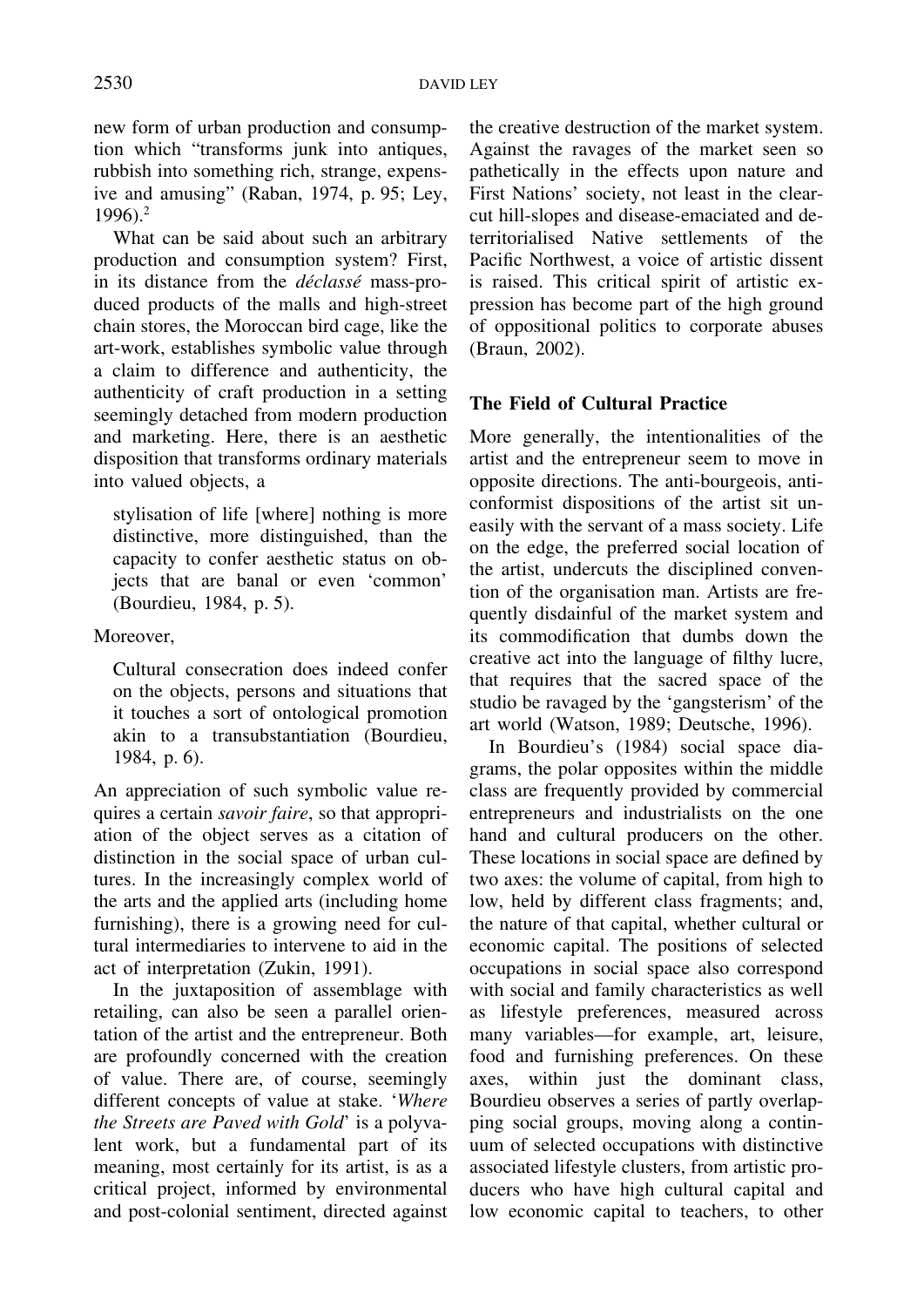new form of urban production and consumption which "transforms junk into antiques, rubbish into something rich, strange, expensive and amusing" (Raban, 1974, p. 95; Ley, 1996).[2]

What can be said about such an arbitrary production and consumption system? First, in its distance from the *déclassé* mass-produced products of the malls and high-street chain stores, the Moroccan bird cage, like the art-work, establishes symbolic value through a claim to difference and authenticity, the authenticity of craft production in a setting seemingly detached from modern production and marketing. Here, there is an aesthetic disposition that transforms ordinary materials into valued objects, a

> stylisation of life [where] nothing is more distinctive, more distinguished, than the capacity to confer aesthetic status on objects that are banal or even 'common' (Bourdieu, 1984, p. 5).

Moreover,

> Cultural consecration does indeed confer on the objects, persons and situations that it touches a sort of ontological promotion akin to a transubstantiation (Bourdieu, 1984, p. 6).

An appreciation of such symbolic value requires a certain *savoir faire*, so that appropriation of the object serves as a citation of distinction in the social space of urban cultures. In the increasingly complex world of the arts and the applied arts (including home furnishing), there is a growing need for cultural intermediaries to intervene to aid in the act of interpretation (Zukin, 1991).

In the juxtaposition of assemblage with retailing, can also be seen a parallel orientation of the artist and the entrepreneur. Both are profoundly concerned with the creation of value. There are, of course, seemingly different concepts of value at stake. '*Where the Streets are Paved with Gold*' is a polyvalent work, but a fundamental part of its meaning, most certainly for its artist, is as a critical project, informed by environmental and post-colonial sentiment, directed against the creative destruction of the market system. Against the ravages of the market seen so pathetically in the effects upon nature and First Nations' society, not least in the clear-cut hill-slopes and disease-emaciated and deterritorialised Native settlements of the Pacific Northwest, a voice of artistic dissent is raised. This critical spirit of artistic expression has become part of the high ground of oppositional politics to corporate abuses (Braun, 2002).

## The Field of Cultural Practice

More generally, the intentionalities of the artist and the entrepreneur seem to move in opposite directions. The anti-bourgeois, anti-conformist dispositions of the artist sit uneasily with the servant of a mass society. Life on the edge, the preferred social location of the artist, undercuts the disciplined convention of the organisation man. Artists are frequently disdainful of the market system and its commodification that dumbs down the creative act into the language of filthy lucre, that requires that the sacred space of the studio be ravaged by the 'gangsterism' of the art world (Watson, 1989; Deutsche, 1996).

In Bourdieu's (1984) social space diagrams, the polar opposites within the middle class are frequently provided by commercial entrepreneurs and industrialists on the one hand and cultural producers on the other. These locations in social space are defined by two axes: the volume of capital, from high to low, held by different class fragments; and, the nature of that capital, whether cultural or economic capital. The positions of selected occupations in social space also correspond with social and family characteristics as well as lifestyle preferences, measured across many variables—for example, art, leisure, food and furnishing preferences. On these axes, within just the dominant class, Bourdieu observes a series of partly overlapping social groups, moving along a continuum of selected occupations with distinctive associated lifestyle clusters, from artistic producers who have high cultural capital and low economic capital to teachers, to other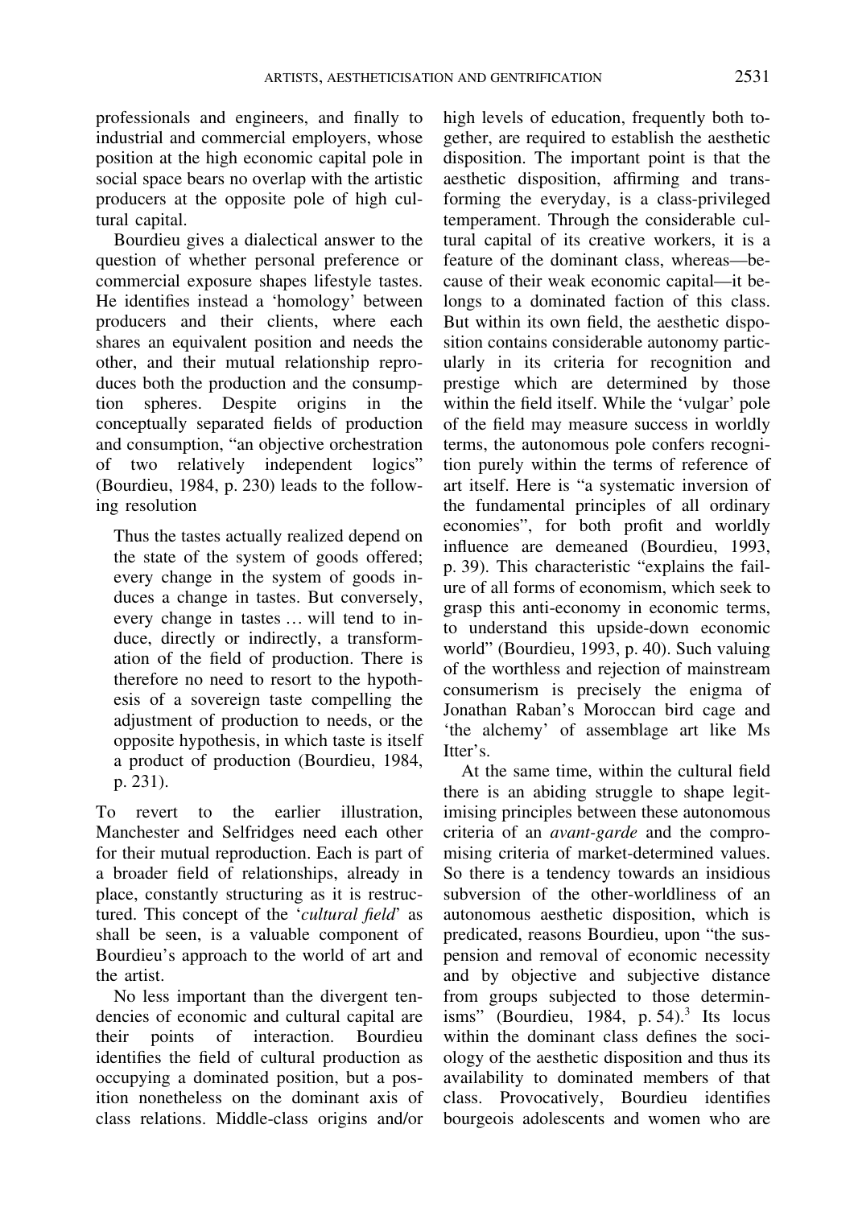professionals and engineers, and finally to industrial and commercial employers, whose position at the high economic capital pole in social space bears no overlap with the artistic producers at the opposite pole of high cultural capital.

Bourdieu gives a dialectical answer to the question of whether personal preference or commercial exposure shapes lifestyle tastes. He identifies instead a 'homology' between producers and their clients, where each shares an equivalent position and needs the other, and their mutual relationship reproduces both the production and the consumption spheres. Despite origins in the conceptually separated fields of production and consumption, "an objective orchestration of two relatively independent logics" (Bourdieu, 1984, p. 230) leads to the following resolution

> Thus the tastes actually realized depend on the state of the system of goods offered; every change in the system of goods induces a change in tastes. But conversely, every change in tastes … will tend to induce, directly or indirectly, a transformation of the field of production. There is therefore no need to resort to the hypothesis of a sovereign taste compelling the adjustment of production to needs, or the opposite hypothesis, in which taste is itself a product of production (Bourdieu, 1984, p. 231).

To revert to the earlier illustration, Manchester and Selfridges need each other for their mutual reproduction. Each is part of a broader field of relationships, already in place, constantly structuring as it is restructured. This concept of the '*cultural field*' as shall be seen, is a valuable component of Bourdieu's approach to the world of art and the artist.

No less important than the divergent tendencies of economic and cultural capital are their points of interaction. Bourdieu identifies the field of cultural production as occupying a dominated position, but a position nonetheless on the dominant axis of class relations. Middle-class origins and/or high levels of education, frequently both together, are required to establish the aesthetic disposition. The important point is that the aesthetic disposition, affirming and transforming the everyday, is a class-privileged temperament. Through the considerable cultural capital of its creative workers, it is a feature of the dominant class, whereas—because of their weak economic capital—it belongs to a dominated faction of this class. But within its own field, the aesthetic disposition contains considerable autonomy particularly in its criteria for recognition and prestige which are determined by those within the field itself. While the 'vulgar' pole of the field may measure success in worldly terms, the autonomous pole confers recognition purely within the terms of reference of art itself. Here is "a systematic inversion of the fundamental principles of all ordinary economies", for both profit and worldly influence are demeaned (Bourdieu, 1993, p. 39). This characteristic "explains the failure of all forms of economism, which seek to grasp this anti-economy in economic terms, to understand this upside-down economic world" (Bourdieu, 1993, p. 40). Such valuing of the worthless and rejection of mainstream consumerism is precisely the enigma of Jonathan Raban's Moroccan bird cage and 'the alchemy' of assemblage art like Ms Itter's.

At the same time, within the cultural field there is an abiding struggle to shape legitimising principles between these autonomous criteria of an *avant-garde* and the compromising criteria of market-determined values. So there is a tendency towards an insidious subversion of the other-worldliness of an autonomous aesthetic disposition, which is predicated, reasons Bourdieu, upon "the suspension and removal of economic necessity and by objective and subjective distance from groups subjected to those determinisms" (Bourdieu, 1984, p. 54).[3] Its locus within the dominant class defines the sociology of the aesthetic disposition and thus its availability to dominated members of that class. Provocatively, Bourdieu identifies bourgeois adolescents and women who are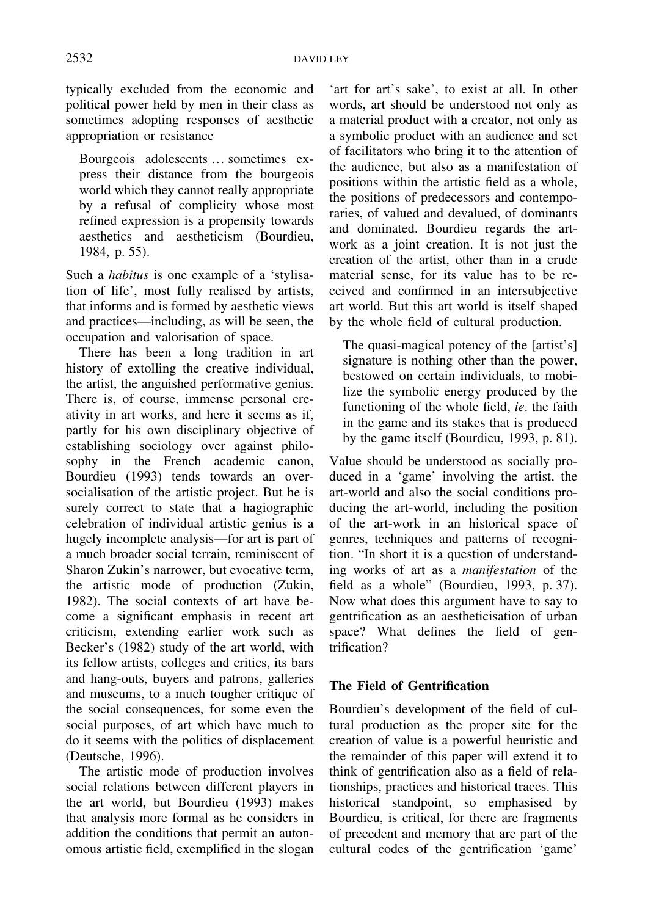typically excluded from the economic and political power held by men in their class as sometimes adopting responses of aesthetic appropriation or resistance

> Bourgeois adolescents … sometimes express their distance from the bourgeois world which they cannot really appropriate by a refusal of complicity whose most refined expression is a propensity towards aesthetics and aestheticism (Bourdieu, 1984, p. 55).

Such a *habitus* is one example of a 'stylisation of life', most fully realised by artists, that informs and is formed by aesthetic views and practices—including, as will be seen, the occupation and valorisation of space.

There has been a long tradition in art history of extolling the creative individual, the artist, the anguished performative genius. There is, of course, immense personal creativity in art works, and here it seems as if, partly for his own disciplinary objective of establishing sociology over against philosophy in the French academic canon, Bourdieu (1993) tends towards an over-socialisation of the artistic project. But he is surely correct to state that a hagiographic celebration of individual artistic genius is a hugely incomplete analysis—for art is part of a much broader social terrain, reminiscent of Sharon Zukin's narrower, but evocative term, the artistic mode of production (Zukin, 1982). The social contexts of art have become a significant emphasis in recent art criticism, extending earlier work such as Becker's (1982) study of the art world, with its fellow artists, colleges and critics, its bars and hang-outs, buyers and patrons, galleries and museums, to a much tougher critique of the social consequences, for some even the social purposes, of art which have much to do it seems with the politics of displacement (Deutsche, 1996).

The artistic mode of production involves social relations between different players in the art world, but Bourdieu (1993) makes that analysis more formal as he considers in addition the conditions that permit an autonomous artistic field, exemplified in the slogan 'art for art's sake', to exist at all. In other words, art should be understood not only as a material product with a creator, not only as a symbolic product with an audience and set of facilitators who bring it to the attention of the audience, but also as a manifestation of positions within the artistic field as a whole, the positions of predecessors and contemporaries, of valued and devalued, of dominants and dominated. Bourdieu regards the artwork as a joint creation. It is not just the creation of the artist, other than in a crude material sense, for its value has to be received and confirmed in an intersubjective art world. But this art world is itself shaped by the whole field of cultural production.

> The quasi-magical potency of the [artist's] signature is nothing other than the power, bestowed on certain individuals, to mobilize the symbolic energy produced by the functioning of the whole field, *ie*. the faith in the game and its stakes that is produced by the game itself (Bourdieu, 1993, p. 81).

Value should be understood as socially produced in a 'game' involving the artist, the art-world and also the social conditions producing the art-world, including the position of the art-work in an historical space of genres, techniques and patterns of recognition. "In short it is a question of understanding works of art as a *manifestation* of the field as a whole" (Bourdieu, 1993, p. 37). Now what does this argument have to say to gentrification as an aestheticisation of urban space? What defines the field of gentrification?

## The Field of Gentrification

Bourdieu's development of the field of cultural production as the proper site for the creation of value is a powerful heuristic and the remainder of this paper will extend it to think of gentrification also as a field of relationships, practices and historical traces. This historical standpoint, so emphasised by Bourdieu, is critical, for there are fragments of precedent and memory that are part of the cultural codes of the gentrification 'game'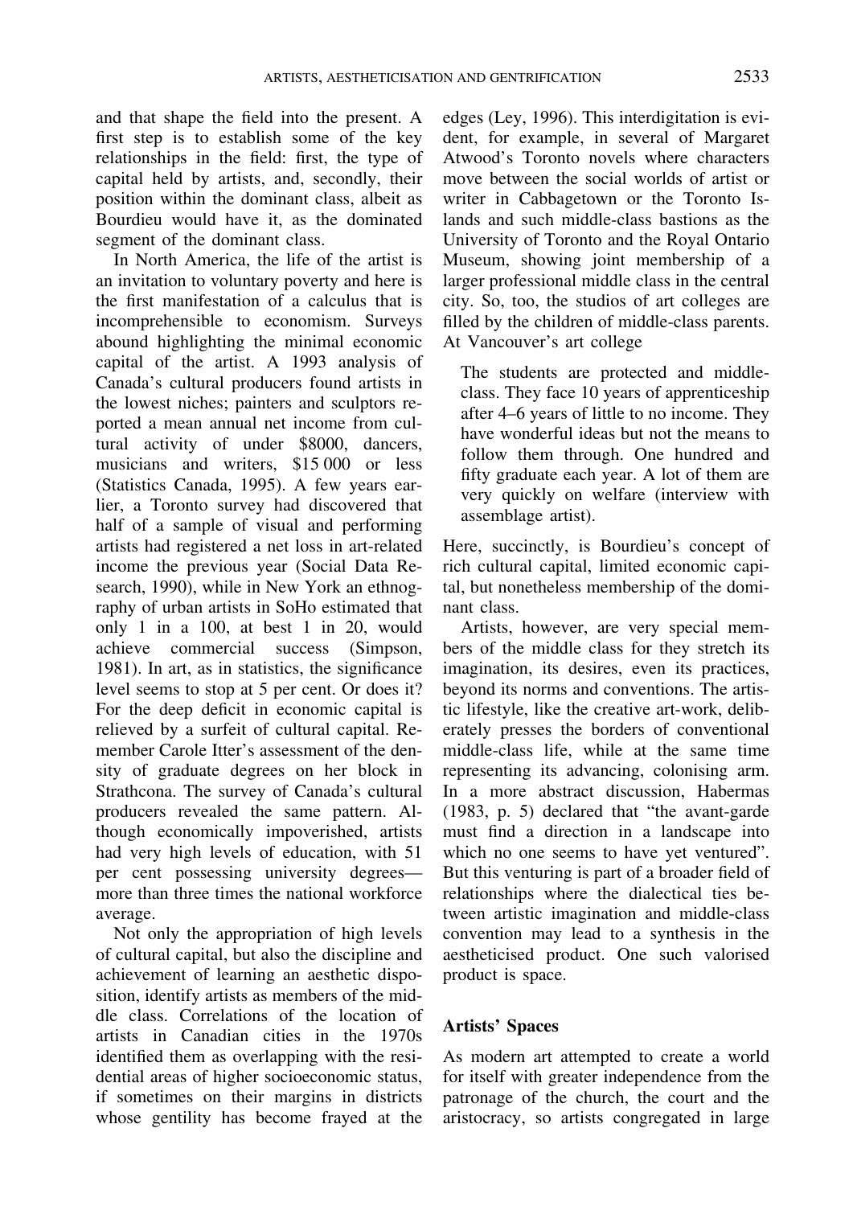and that shape the field into the present. A first step is to establish some of the key relationships in the field: first, the type of capital held by artists, and, secondly, their position within the dominant class, albeit as Bourdieu would have it, as the dominated segment of the dominant class.

In North America, the life of the artist is an invitation to voluntary poverty and here is the first manifestation of a calculus that is incomprehensible to economism. Surveys abound highlighting the minimal economic capital of the artist. A 1993 analysis of Canada's cultural producers found artists in the lowest niches; painters and sculptors reported a mean annual net income from cultural activity of under \$8000, dancers, musicians and writers, \$15 000 or less (Statistics Canada, 1995). A few years earlier, a Toronto survey had discovered that half of a sample of visual and performing artists had registered a net loss in art-related income the previous year (Social Data Research, 1990), while in New York an ethnography of urban artists in SoHo estimated that only 1 in a 100, at best 1 in 20, would achieve commercial success (Simpson, 1981). In art, as in statistics, the significance level seems to stop at 5 per cent. Or does it? For the deep deficit in economic capital is relieved by a surfeit of cultural capital. Remember Carole Itter's assessment of the density of graduate degrees on her block in Strathcona. The survey of Canada's cultural producers revealed the same pattern. Although economically impoverished, artists had very high levels of education, with 51 per cent possessing university degrees—more than three times the national workforce average.

Not only the appropriation of high levels of cultural capital, but also the discipline and achievement of learning an aesthetic disposition, identify artists as members of the middle class. Correlations of the location of artists in Canadian cities in the 1970s identified them as overlapping with the residential areas of higher socioeconomic status, if sometimes on their margins in districts whose gentility has become frayed at the edges (Ley, 1996). This interdigitation is evident, for example, in several of Margaret Atwood's Toronto novels where characters move between the social worlds of artist or writer in Cabbagetown or the Toronto Islands and such middle-class bastions as the University of Toronto and the Royal Ontario Museum, showing joint membership of a larger professional middle class in the central city. So, too, the studios of art colleges are filled by the children of middle-class parents. At Vancouver's art college

> The students are protected and middle-class. They face 10 years of apprenticeship after 4–6 years of little to no income. They have wonderful ideas but not the means to follow them through. One hundred and fifty graduate each year. A lot of them are very quickly on welfare (interview with assemblage artist).

Here, succinctly, is Bourdieu's concept of rich cultural capital, limited economic capital, but nonetheless membership of the dominant class.

Artists, however, are very special members of the middle class for they stretch its imagination, its desires, even its practices, beyond its norms and conventions. The artistic lifestyle, like the creative art-work, deliberately presses the borders of conventional middle-class life, while at the same time representing its advancing, colonising arm. In a more abstract discussion, Habermas (1983, p. 5) declared that "the avant-garde must find a direction in a landscape into which no one seems to have yet ventured". But this venturing is part of a broader field of relationships where the dialectical ties between artistic imagination and middle-class convention may lead to a synthesis in the aestheticised product. One such valorised product is space.

## Artists' Spaces

As modern art attempted to create a world for itself with greater independence from the patronage of the church, the court and the aristocracy, so artists congregated in large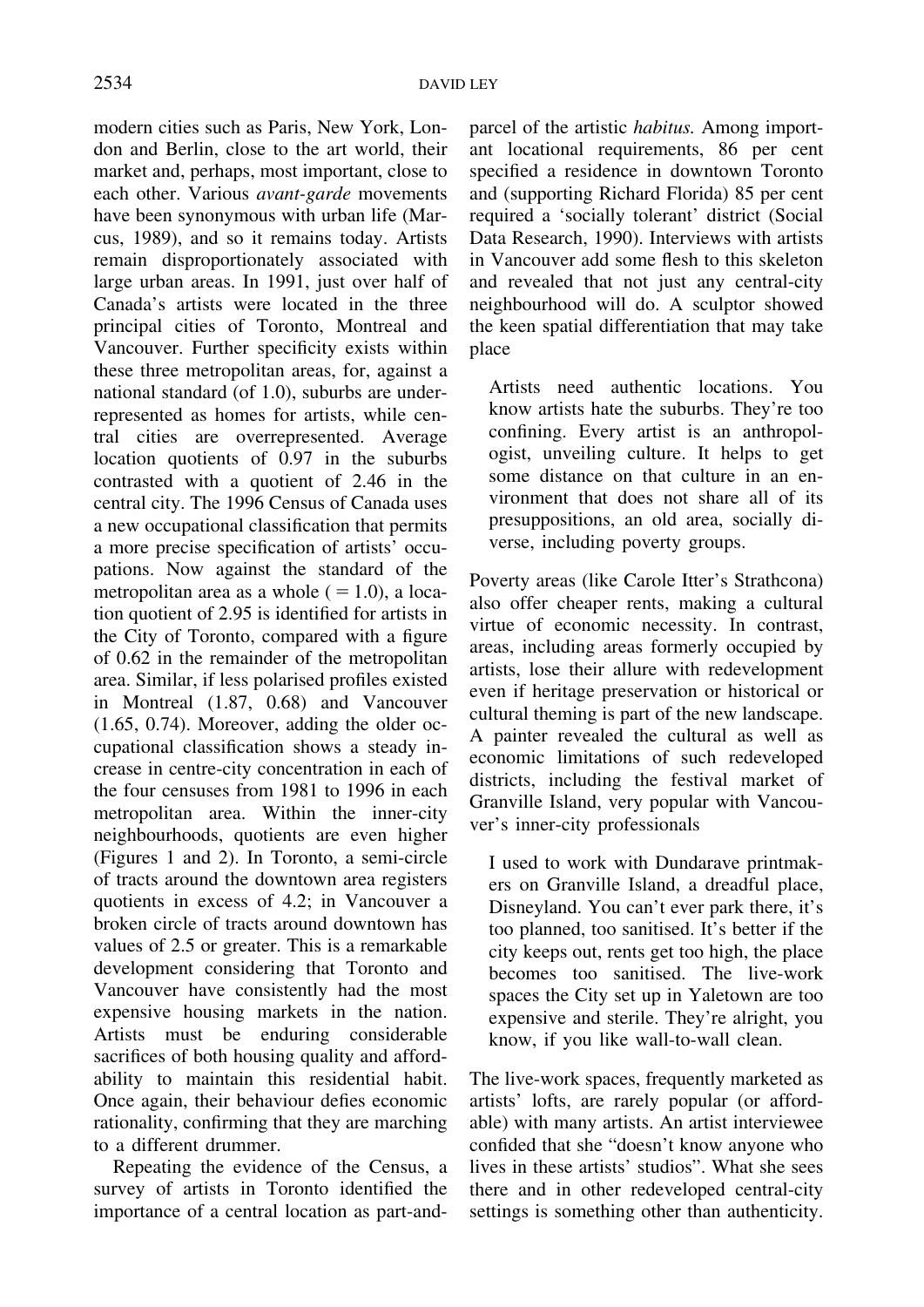modern cities such as Paris, New York, London and Berlin, close to the art world, their market and, perhaps, most important, close to each other. Various *avant-garde* movements have been synonymous with urban life (Marcus, 1989), and so it remains today. Artists remain disproportionately associated with large urban areas. In 1991, just over half of Canada's artists were located in the three principal cities of Toronto, Montreal and Vancouver. Further specificity exists within these three metropolitan areas, for, against a national standard (of 1.0), suburbs are underrepresented as homes for artists, while central cities are overrepresented. Average location quotients of 0.97 in the suburbs contrasted with a quotient of 2.46 in the central city. The 1996 Census of Canada uses a new occupational classification that permits a more precise specification of artists' occupations. Now against the standard of the metropolitan area as a whole ( = 1.0), a location quotient of 2.95 is identified for artists in the City of Toronto, compared with a figure of 0.62 in the remainder of the metropolitan area. Similar, if less polarised profiles existed in Montreal (1.87, 0.68) and Vancouver (1.65, 0.74). Moreover, adding the older occupational classification shows a steady increase in centre-city concentration in each of the four censuses from 1981 to 1996 in each metropolitan area. Within the inner-city neighbourhoods, quotients are even higher (Figures 1 and 2). In Toronto, a semi-circle of tracts around the downtown area registers quotients in excess of 4.2; in Vancouver a broken circle of tracts around downtown has values of 2.5 or greater. This is a remarkable development considering that Toronto and Vancouver have consistently had the most expensive housing markets in the nation. Artists must be enduring considerable sacrifices of both housing quality and affordability to maintain this residential habit. Once again, their behaviour defies economic rationality, confirming that they are marching to a different drummer.

Repeating the evidence of the Census, a survey of artists in Toronto identified the importance of a central location as part-and-parcel of the artistic *habitus*. Among important locational requirements, 86 per cent specified a residence in downtown Toronto and (supporting Richard Florida) 85 per cent required a 'socially tolerant' district (Social Data Research, 1990). Interviews with artists in Vancouver add some flesh to this skeleton and revealed that not just any central-city neighbourhood will do. A sculptor showed the keen spatial differentiation that may take place

> Artists need authentic locations. You know artists hate the suburbs. They're too confining. Every artist is an anthropologist, unveiling culture. It helps to get some distance on that culture in an environment that does not share all of its presuppositions, an old area, socially diverse, including poverty groups.

Poverty areas (like Carole Itter's Strathcona) also offer cheaper rents, making a cultural virtue of economic necessity. In contrast, areas, including areas formerly occupied by artists, lose their allure with redevelopment even if heritage preservation or historical or cultural theming is part of the new landscape. A painter revealed the cultural as well as economic limitations of such redeveloped districts, including the festival market of Granville Island, very popular with Vancouver's inner-city professionals

> I used to work with Dundarave printmakers on Granville Island, a dreadful place, Disneyland. You can't ever park there, it's too planned, too sanitised. It's better if the city keeps out, rents get too high, the place becomes too sanitised. The live-work spaces the City set up in Yaletown are too expensive and sterile. They're alright, you know, if you like wall-to-wall clean.

The live-work spaces, frequently marketed as artists' lofts, are rarely popular (or affordable) with many artists. An artist interviewee confided that she "doesn't know anyone who lives in these artists' studios". What she sees there and in other redeveloped central-city settings is something other than authenticity.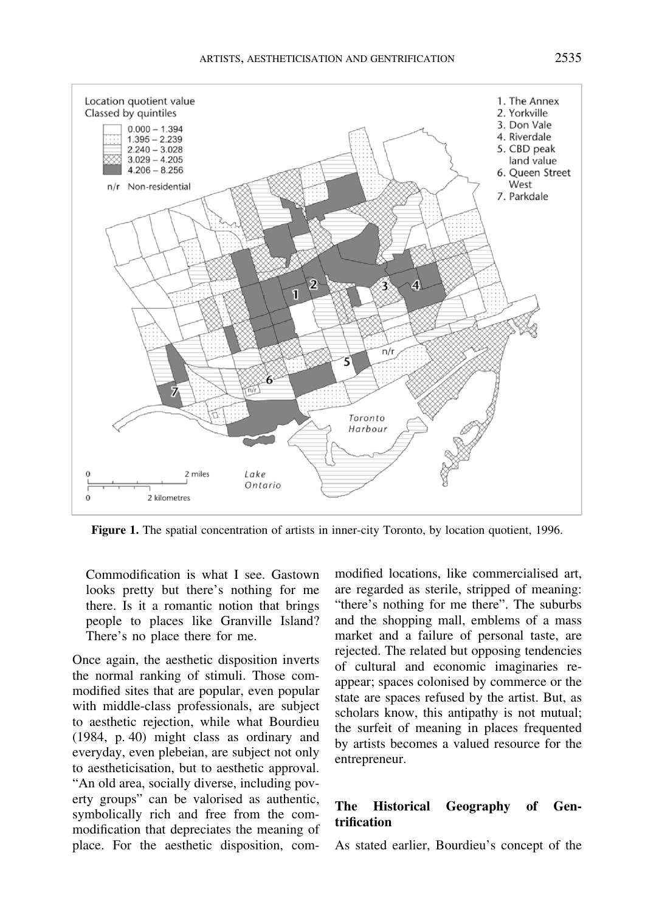Figure 1. The spatial concentration of artists in inner-city Toronto, by location quotient, 1996.

> Commodification is what I see. Gastown looks pretty but there's nothing for me there. Is it a romantic notion that brings people to places like Granville Island? There's no place there for me.

Once again, the aesthetic disposition inverts the normal ranking of stimuli. Those commodified sites that are popular, even popular with middle-class professionals, are subject to aesthetic rejection, while what Bourdieu (1984, p. 40) might class as ordinary and everyday, even plebeian, are subject not only to aestheticisation, but to aesthetic approval. "An old area, socially diverse, including poverty groups" can be valorised as authentic, symbolically rich and free from the commodification that depreciates the meaning of place. For the aesthetic disposition, commodified locations, like commercialised art, are regarded as sterile, stripped of meaning: "there's nothing for me there". The suburbs and the shopping mall, emblems of a mass market and a failure of personal taste, are rejected. The related but opposing tendencies of cultural and economic imaginaries reappear; spaces colonised by commerce or the state are spaces refused by the artist. But, as scholars know, this antipathy is not mutual; the surfeit of meaning in places frequented by artists becomes a valued resource for the entrepreneur.

## The Historical Geography of Gentrification

As stated earlier, Bourdieu's concept of the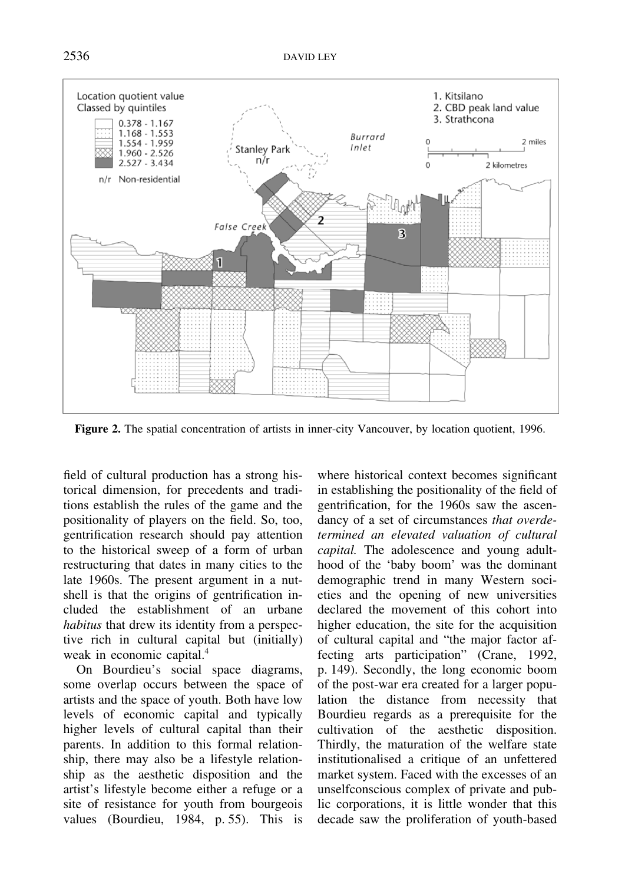**Figure 2.** The spatial concentration of artists in inner-city Vancouver, by location quotient, 1996.

field of cultural production has a strong historical dimension, for precedents and traditions establish the rules of the game and the positionality of players on the field. So, too, gentrification research should pay attention to the historical sweep of a form of urban restructuring that dates in many cities to the late 1960s. The present argument in a nutshell is that the origins of gentrification included the establishment of an urbane *habitus* that drew its identity from a perspective rich in cultural capital but (initially) weak in economic capital.[4]

On Bourdieu's social space diagrams, some overlap occurs between the space of artists and the space of youth. Both have low levels of economic capital and typically higher levels of cultural capital than their parents. In addition to this formal relationship, there may also be a lifestyle relationship as the aesthetic disposition and the artist's lifestyle become either a refuge or a site of resistance for youth from bourgeois values (Bourdieu, 1984, p. 55). This is where historical context becomes significant in establishing the positionality of the field of gentrification, for the 1960s saw the ascendancy of a set of circumstances *that overdetermined an elevated valuation of cultural capital.* The adolescence and young adulthood of the 'baby boom' was the dominant demographic trend in many Western societies and the opening of new universities declared the movement of this cohort into higher education, the site for the acquisition of cultural capital and "the major factor affecting arts participation" (Crane, 1992, p. 149). Secondly, the long economic boom of the post-war era created for a larger population the distance from necessity that Bourdieu regards as a prerequisite for the cultivation of the aesthetic disposition. Thirdly, the maturation of the welfare state institutionalised a critique of an unfettered market system. Faced with the excesses of an unselfconscious complex of private and public corporations, it is little wonder that this decade saw the proliferation of youth-based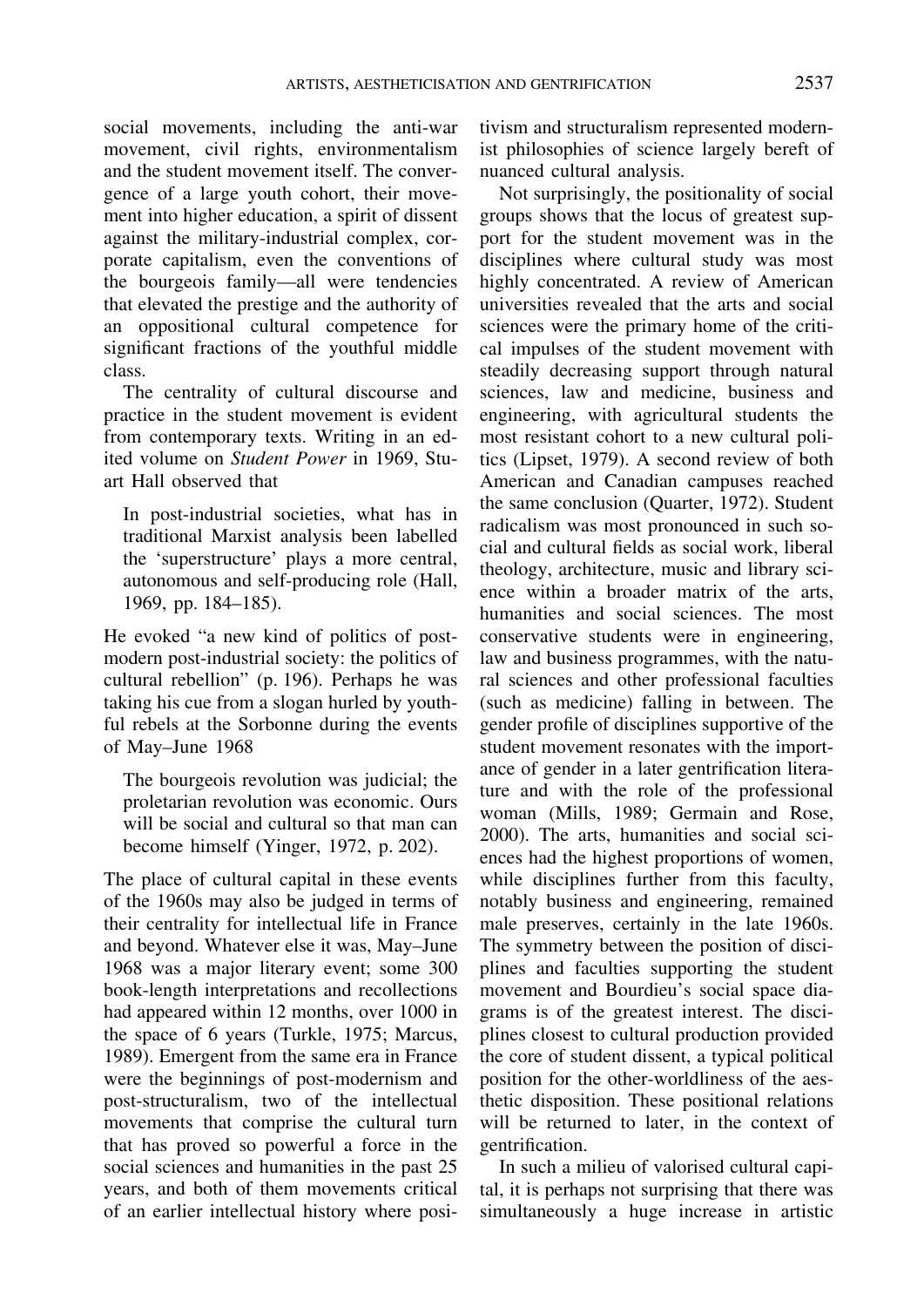social movements, including the anti-war movement, civil rights, environmentalism and the student movement itself. The convergence of a large youth cohort, their movement into higher education, a spirit of dissent against the military-industrial complex, corporate capitalism, even the conventions of the bourgeois family—all were tendencies that elevated the prestige and the authority of an oppositional cultural competence for significant fractions of the youthful middle class.

The centrality of cultural discourse and practice in the student movement is evident from contemporary texts. Writing in an edited volume on *Student Power* in 1969, Stuart Hall observed that

> In post-industrial societies, what has in traditional Marxist analysis been labelled the 'superstructure' plays a more central, autonomous and self-producing role (Hall, 1969, pp. 184–185).

He evoked "a new kind of politics of post-modern post-industrial society: the politics of cultural rebellion" (p. 196). Perhaps he was taking his cue from a slogan hurled by youthful rebels at the Sorbonne during the events of May–June 1968

> The bourgeois revolution was judicial; the proletarian revolution was economic. Ours will be social and cultural so that man can become himself (Yinger, 1972, p. 202).

The place of cultural capital in these events of the 1960s may also be judged in terms of their centrality for intellectual life in France and beyond. Whatever else it was, May–June 1968 was a major literary event; some 300 book-length interpretations and recollections had appeared within 12 months, over 1000 in the space of 6 years (Turkle, 1975; Marcus, 1989). Emergent from the same era in France were the beginnings of post-modernism and post-structuralism, two of the intellectual movements that comprise the cultural turn that has proved so powerful a force in the social sciences and humanities in the past 25 years, and both of them movements critical of an earlier intellectual history where positivism and structuralism represented modernist philosophies of science largely bereft of nuanced cultural analysis.

Not surprisingly, the positionality of social groups shows that the locus of greatest support for the student movement was in the disciplines where cultural study was most highly concentrated. A review of American universities revealed that the arts and social sciences were the primary home of the critical impulses of the student movement with steadily decreasing support through natural sciences, law and medicine, business and engineering, with agricultural students the most resistant cohort to a new cultural politics (Lipset, 1979). A second review of both American and Canadian campuses reached the same conclusion (Quarter, 1972). Student radicalism was most pronounced in such social and cultural fields as social work, liberal theology, architecture, music and library science within a broader matrix of the arts, humanities and social sciences. The most conservative students were in engineering, law and business programmes, with the natural sciences and other professional faculties (such as medicine) falling in between. The gender profile of disciplines supportive of the student movement resonates with the importance of gender in a later gentrification literature and with the role of the professional woman (Mills, 1989; Germain and Rose, 2000). The arts, humanities and social sciences had the highest proportions of women, while disciplines further from this faculty, notably business and engineering, remained male preserves, certainly in the late 1960s. The symmetry between the position of disciplines and faculties supporting the student movement and Bourdieu's social space diagrams is of the greatest interest. The disciplines closest to cultural production provided the core of student dissent, a typical political position for the other-worldliness of the aesthetic disposition. These positional relations will be returned to later, in the context of gentrification.

In such a milieu of valorised cultural capital, it is perhaps not surprising that there was simultaneously a huge increase in artistic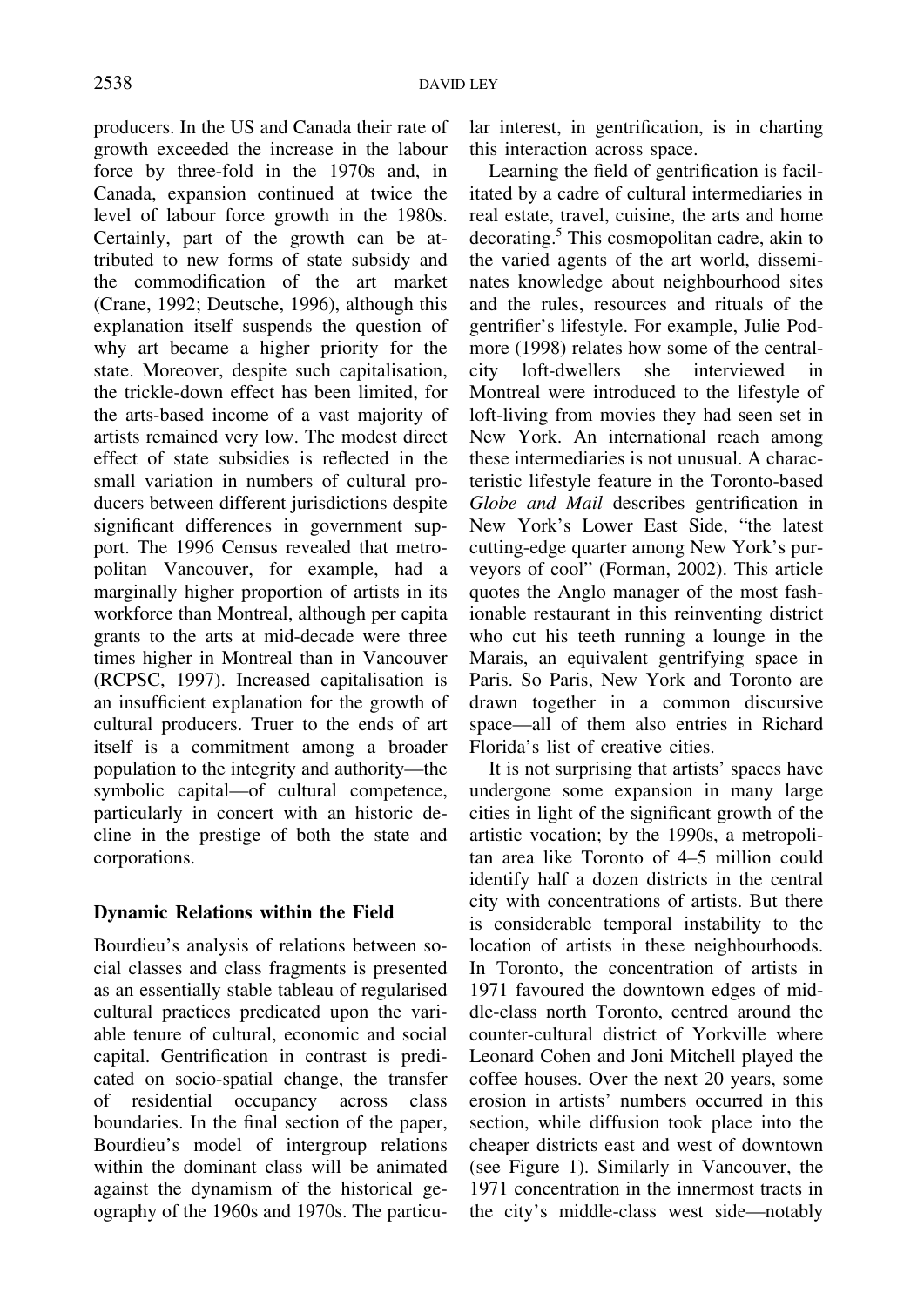producers. In the US and Canada their rate of growth exceeded the increase in the labour force by three-fold in the 1970s and, in Canada, expansion continued at twice the level of labour force growth in the 1980s. Certainly, part of the growth can be attributed to new forms of state subsidy and the commodification of the art market (Crane, 1992; Deutsche, 1996), although this explanation itself suspends the question of why art became a higher priority for the state. Moreover, despite such capitalisation, the trickle-down effect has been limited, for the arts-based income of a vast majority of artists remained very low. The modest direct effect of state subsidies is reflected in the small variation in numbers of cultural producers between different jurisdictions despite significant differences in government support. The 1996 Census revealed that metropolitan Vancouver, for example, had a marginally higher proportion of artists in its workforce than Montreal, although per capita grants to the arts at mid-decade were three times higher in Montreal than in Vancouver (RCPSC, 1997). Increased capitalisation is an insufficient explanation for the growth of cultural producers. Truer to the ends of art itself is a commitment among a broader population to the integrity and authority—the symbolic capital—of cultural competence, particularly in concert with an historic decline in the prestige of both the state and corporations.

## Dynamic Relations within the Field

Bourdieu's analysis of relations between social classes and class fragments is presented as an essentially stable tableau of regularised cultural practices predicated upon the variable tenure of cultural, economic and social capital. Gentrification in contrast is predicated on socio-spatial change, the transfer of residential occupancy across class boundaries. In the final section of the paper, Bourdieu's model of intergroup relations within the dominant class will be animated against the dynamism of the historical geography of the 1960s and 1970s. The particular interest, in gentrification, is in charting this interaction across space.

Learning the field of gentrification is facilitated by a cadre of cultural intermediaries in real estate, travel, cuisine, the arts and home decorating.[5] This cosmopolitan cadre, akin to the varied agents of the art world, disseminates knowledge about neighbourhood sites and the rules, resources and rituals of the gentrifier's lifestyle. For example, Julie Podmore (1998) relates how some of the central-city loft-dwellers she interviewed in Montreal were introduced to the lifestyle of loft-living from movies they had seen set in New York. An international reach among these intermediaries is not unusual. A characteristic lifestyle feature in the Toronto-based *Globe and Mail* describes gentrification in New York's Lower East Side, "the latest cutting-edge quarter among New York's purveyors of cool" (Forman, 2002). This article quotes the Anglo manager of the most fashionable restaurant in this reinventing district who cut his teeth running a lounge in the Marais, an equivalent gentrifying space in Paris. So Paris, New York and Toronto are drawn together in a common discursive space—all of them also entries in Richard Florida's list of creative cities.

It is not surprising that artists' spaces have undergone some expansion in many large cities in light of the significant growth of the artistic vocation; by the 1990s, a metropolitan area like Toronto of 4–5 million could identify half a dozen districts in the central city with concentrations of artists. But there is considerable temporal instability to the location of artists in these neighbourhoods. In Toronto, the concentration of artists in 1971 favoured the downtown edges of middle-class north Toronto, centred around the counter-cultural district of Yorkville where Leonard Cohen and Joni Mitchell played the coffee houses. Over the next 20 years, some erosion in artists' numbers occurred in this section, while diffusion took place into the cheaper districts east and west of downtown (see Figure 1). Similarly in Vancouver, the 1971 concentration in the innermost tracts in the city's middle-class west side—notably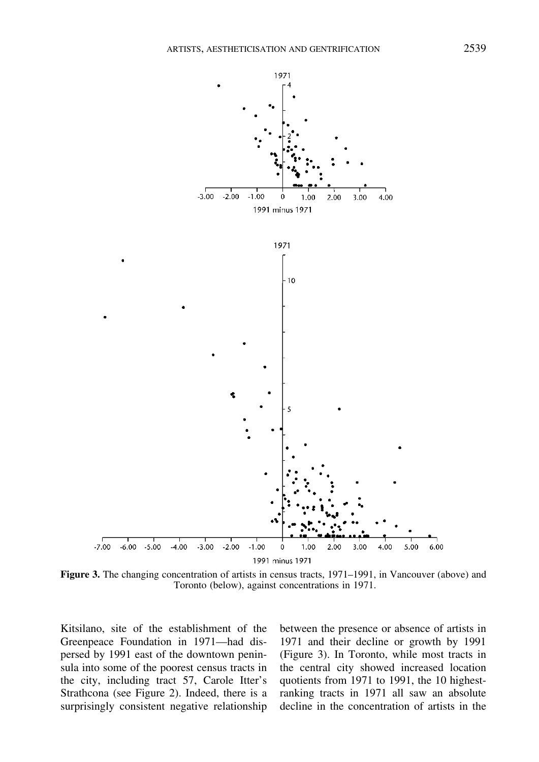**Figure 3.** The changing concentration of artists in census tracts, 1971–1991, in Vancouver (above) and Toronto (below), against concentrations in 1971.

Kitsilano, site of the establishment of the Greenpeace Foundation in 1971—had dispersed by 1991 east of the downtown peninsula into some of the poorest census tracts in the city, including tract 57, Carole Itter's Strathcona (see Figure 2). Indeed, there is a surprisingly consistent negative relationship between the presence or absence of artists in 1971 and their decline or growth by 1991 (Figure 3). In Toronto, while most tracts in the central city showed increased location quotients from 1971 to 1991, the 10 highest-ranking tracts in 1971 all saw an absolute decline in the concentration of artists in the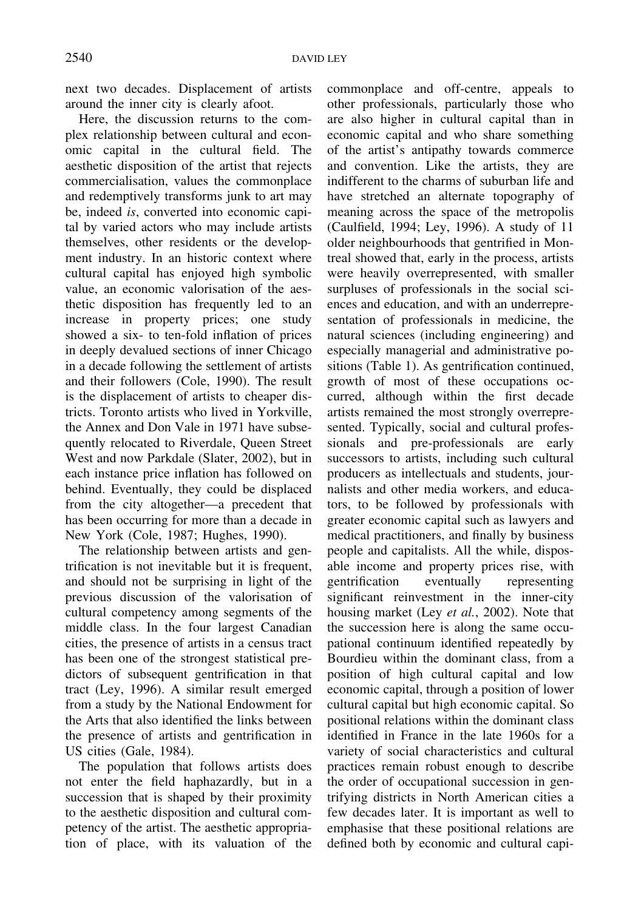next two decades. Displacement of artists around the inner city is clearly afoot.

Here, the discussion returns to the complex relationship between cultural and economic capital in the cultural field. The aesthetic disposition of the artist that rejects commercialisation, values the commonplace and redemptively transforms junk to art may be, indeed *is*, converted into economic capital by varied actors who may include artists themselves, other residents or the development industry. In an historic context where cultural capital has enjoyed high symbolic value, an economic valorisation of the aesthetic disposition has frequently led to an increase in property prices; one study showed a six- to ten-fold inflation of prices in deeply devalued sections of inner Chicago in a decade following the settlement of artists and their followers (Cole, 1990). The result is the displacement of artists to cheaper districts. Toronto artists who lived in Yorkville, the Annex and Don Vale in 1971 have subsequently relocated to Riverdale, Queen Street West and now Parkdale (Slater, 2002), but in each instance price inflation has followed on behind. Eventually, they could be displaced from the city altogether—a precedent that has been occurring for more than a decade in New York (Cole, 1987; Hughes, 1990).

The relationship between artists and gentrification is not inevitable but it is frequent, and should not be surprising in light of the previous discussion of the valorisation of cultural competency among segments of the middle class. In the four largest Canadian cities, the presence of artists in a census tract has been one of the strongest statistical predictors of subsequent gentrification in that tract (Ley, 1996). A similar result emerged from a study by the National Endowment for the Arts that also identified the links between the presence of artists and gentrification in US cities (Gale, 1984).

The population that follows artists does not enter the field haphazardly, but in a succession that is shaped by their proximity to the aesthetic disposition and cultural competency of the artist. The aesthetic appropriation of place, with its valuation of the commonplace and off-centre, appeals to other professionals, particularly those who are also higher in cultural capital than in economic capital and who share something of the artist's antipathy towards commerce and convention. Like the artists, they are indifferent to the charms of suburban life and have stretched an alternate topography of meaning across the space of the metropolis (Caulfield, 1994; Ley, 1996). A study of 11 older neighbourhoods that gentrified in Montreal showed that, early in the process, artists were heavily overrepresented, with smaller surpluses of professionals in the social sciences and education, and with an underrepresentation of professionals in medicine, the natural sciences (including engineering) and especially managerial and administrative positions (Table 1). As gentrification continued, growth of most of these occupations occurred, although within the first decade artists remained the most strongly overrepresented. Typically, social and cultural professionals and pre-professionals are early successors to artists, including such cultural producers as intellectuals and students, journalists and other media workers, and educators, to be followed by professionals with greater economic capital such as lawyers and medical practitioners, and finally by business people and capitalists. All the while, disposable income and property prices rise, with gentrification eventually representing significant reinvestment in the inner-city housing market (Ley *et al.*, 2002). Note that the succession here is along the same occupational continuum identified repeatedly by Bourdieu within the dominant class, from a position of high cultural capital and low economic capital, through a position of lower cultural capital but high economic capital. So positional relations within the dominant class identified in France in the late 1960s for a variety of social characteristics and cultural practices remain robust enough to describe the order of occupational succession in gentrifying districts in North American cities a few decades later. It is important as well to emphasise that these positional relations are defined both by economic and cultural capi-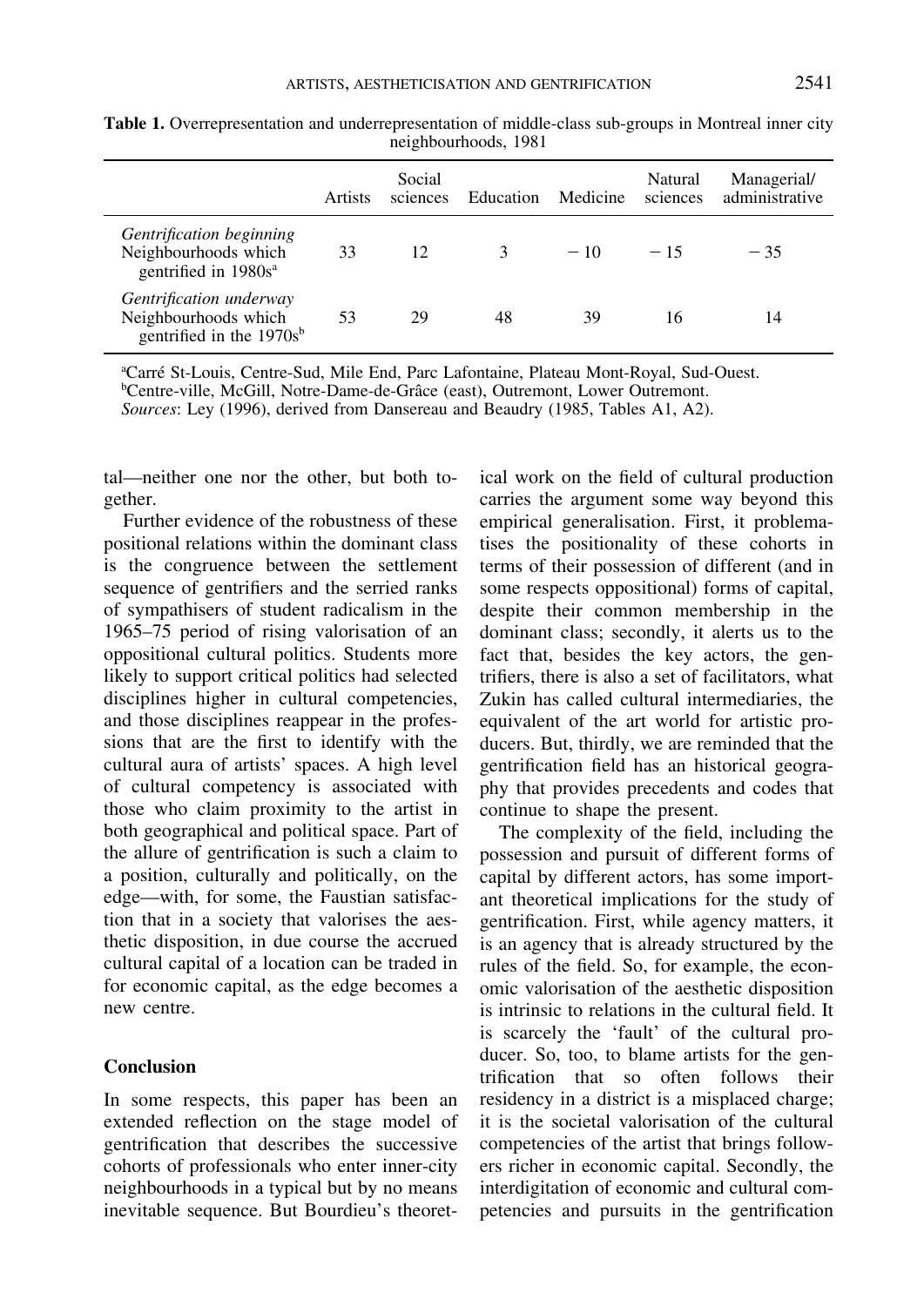**Table 1.** Overrepresentation and underrepresentation of middle-class sub-groups in Montreal inner city neighbourhoods, 1981

| | Artists | Social sciences | Education | Medicine | Natural sciences | Managerial/ administrative |
|---|---|---|---|---|---|---|
| *Gentrification beginning* Neighbourhoods which gentrified in 1980s[a] | 33 | 12 | 3 | − 10 | − 15 | − 35 |
| *Gentrification underway* Neighbourhoods which gentrified in the 1970s[b] | 53 | 29 | 48 | 39 | 16 | 14 |

[a]Carré St-Louis, Centre-Sud, Mile End, Parc Lafontaine, Plateau Mont-Royal, Sud-Ouest.
[b]Centre-ville, McGill, Notre-Dame-de-Grâce (east), Outremont, Lower Outremont.
*Sources*: Ley (1996), derived from Dansereau and Beaudry (1985, Tables A1, A2).

tal—neither one nor the other, but both together.

Further evidence of the robustness of these positional relations within the dominant class is the congruence between the settlement sequence of gentrifiers and the serried ranks of sympathisers of student radicalism in the 1965–75 period of rising valorisation of an oppositional cultural politics. Students more likely to support critical politics had selected disciplines higher in cultural competencies, and those disciplines reappear in the professions that are the first to identify with the cultural aura of artists' spaces. A high level of cultural competency is associated with those who claim proximity to the artist in both geographical and political space. Part of the allure of gentrification is such a claim to a position, culturally and politically, on the edge—with, for some, the Faustian satisfaction that in a society that valorises the aesthetic disposition, in due course the accrued cultural capital of a location can be traded in for economic capital, as the edge becomes a new centre.

## Conclusion

In some respects, this paper has been an extended reflection on the stage model of gentrification that describes the successive cohorts of professionals who enter inner-city neighbourhoods in a typical but by no means inevitable sequence. But Bourdieu's theoretical work on the field of cultural production carries the argument some way beyond this empirical generalisation. First, it problematises the positionality of these cohorts in terms of their possession of different (and in some respects oppositional) forms of capital, despite their common membership in the dominant class; secondly, it alerts us to the fact that, besides the key actors, the gentrifiers, there is also a set of facilitators, what Zukin has called cultural intermediaries, the equivalent of the art world for artistic producers. But, thirdly, we are reminded that the gentrification field has an historical geography that provides precedents and codes that continue to shape the present.

The complexity of the field, including the possession and pursuit of different forms of capital by different actors, has some important theoretical implications for the study of gentrification. First, while agency matters, it is an agency that is already structured by the rules of the field. So, for example, the economic valorisation of the aesthetic disposition is intrinsic to relations in the cultural field. It is scarcely the 'fault' of the cultural producer. So, too, to blame artists for the gentrification that so often follows their residency in a district is a misplaced charge; it is the societal valorisation of the cultural competencies of the artist that brings followers richer in economic capital. Secondly, the interdigitation of economic and cultural competencies and pursuits in the gentrification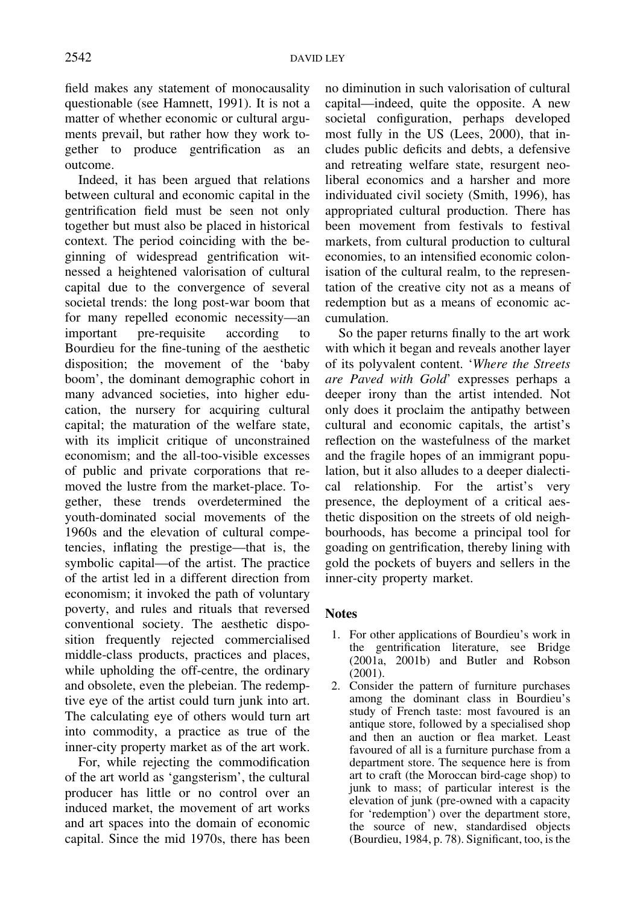field makes any statement of monocausality questionable (see Hamnett, 1991). It is not a matter of whether economic or cultural arguments prevail, but rather how they work together to produce gentrification as an outcome.

Indeed, it has been argued that relations between cultural and economic capital in the gentrification field must be seen not only together but must also be placed in historical context. The period coinciding with the beginning of widespread gentrification witnessed a heightened valorisation of cultural capital due to the convergence of several societal trends: the long post-war boom that for many repelled economic necessity—an important pre-requisite according to Bourdieu for the fine-tuning of the aesthetic disposition; the movement of the 'baby boom', the dominant demographic cohort in many advanced societies, into higher education, the nursery for acquiring cultural capital; the maturation of the welfare state, with its implicit critique of unconstrained economism; and the all-too-visible excesses of public and private corporations that removed the lustre from the market-place. Together, these trends overdetermined the youth-dominated social movements of the 1960s and the elevation of cultural competencies, inflating the prestige—that is, the symbolic capital—of the artist. The practice of the artist led in a different direction from economism; it invoked the path of voluntary poverty, and rules and rituals that reversed conventional society. The aesthetic disposition frequently rejected commercialised middle-class products, practices and places, while upholding the off-centre, the ordinary and obsolete, even the plebeian. The redemptive eye of the artist could turn junk into art. The calculating eye of others would turn art into commodity, a practice as true of the inner-city property market as of the art work.

For, while rejecting the commodification of the art world as 'gangsterism', the cultural producer has little or no control over an induced market, the movement of art works and art spaces into the domain of economic capital. Since the mid 1970s, there has been no diminution in such valorisation of cultural capital—indeed, quite the opposite. A new societal configuration, perhaps developed most fully in the US (Lees, 2000), that includes public deficits and debts, a defensive and retreating welfare state, resurgent neoliberal economics and a harsher and more individuated civil society (Smith, 1996), has appropriated cultural production. There has been movement from festivals to festival markets, from cultural production to cultural economies, to an intensified economic colonisation of the cultural realm, to the representation of the creative city not as a means of redemption but as a means of economic accumulation.

So the paper returns finally to the art work with which it began and reveals another layer of its polyvalent content. '*Where the Streets are Paved with Gold*' expresses perhaps a deeper irony than the artist intended. Not only does it proclaim the antipathy between cultural and economic capitals, the artist's reflection on the wastefulness of the market and the fragile hopes of an immigrant population, but it also alludes to a deeper dialectical relationship. For the artist's very presence, the deployment of a critical aesthetic disposition on the streets of old neighbourhoods, has become a principal tool for goading on gentrification, thereby lining with gold the pockets of buyers and sellers in the inner-city property market.

## Notes

1. For other applications of Bourdieu's work in the gentrification literature, see Bridge (2001a, 2001b) and Butler and Robson (2001).
2. Consider the pattern of furniture purchases among the dominant class in Bourdieu's study of French taste: most favoured is an antique store, followed by a specialised shop and then an auction or flea market. Least favoured of all is a furniture purchase from a department store. The sequence here is from art to craft (the Moroccan bird-cage shop) to junk to mass; of particular interest is the elevation of junk (pre-owned with a capacity for 'redemption') over the department store, the source of new, standardised objects (Bourdieu, 1984, p. 78). Significant, too, is the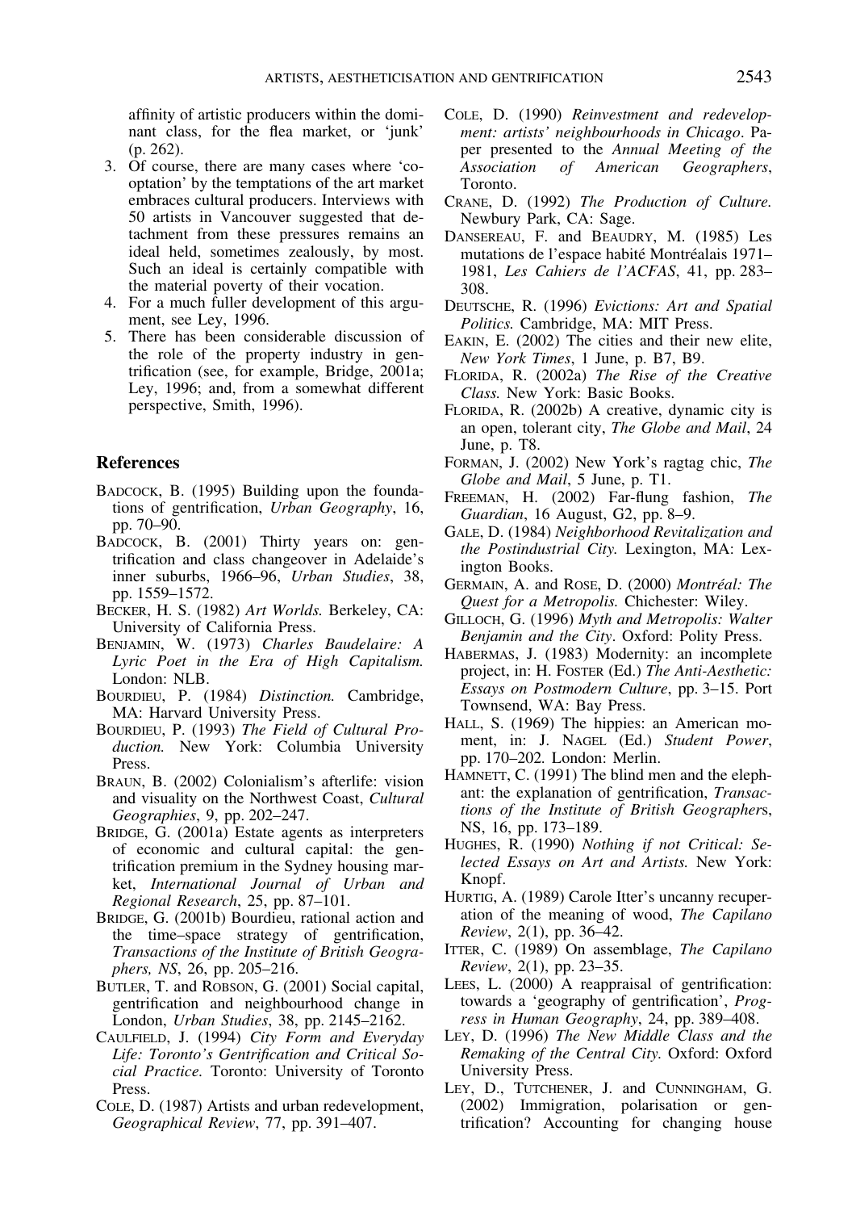affinity of artistic producers within the dominant class, for the flea market, or 'junk' (p. 262).

3. Of course, there are many cases where 'co-optation' by the temptations of the art market embraces cultural producers. Interviews with 50 artists in Vancouver suggested that detachment from these pressures remains an ideal held, sometimes zealously, by most. Such an ideal is certainly compatible with the material poverty of their vocation.
4. For a much fuller development of this argument, see Ley, 1996.
5. There has been considerable discussion of the role of the property industry in gentrification (see, for example, Bridge, 2001a; Ley, 1996; and, from a somewhat different perspective, Smith, 1996).

## References

BADCOCK, B. (1995) Building upon the foundations of gentrification, *Urban Geography*, 16, pp. 70–90.

BADCOCK, B. (2001) Thirty years on: gentrification and class changeover in Adelaide's inner suburbs, 1966–96, *Urban Studies*, 38, pp. 1559–1572.

BECKER, H. S. (1982) *Art Worlds.* Berkeley, CA: University of California Press.

BENJAMIN, W. (1973) *Charles Baudelaire: A Lyric Poet in the Era of High Capitalism.* London: NLB.

BOURDIEU, P. (1984) *Distinction.* Cambridge, MA: Harvard University Press.

BOURDIEU, P. (1993) *The Field of Cultural Production.* New York: Columbia University Press.

BRAUN, B. (2002) Colonialism's afterlife: vision and visuality on the Northwest Coast, *Cultural Geographies*, 9, pp. 202–247.

BRIDGE, G. (2001a) Estate agents as interpreters of economic and cultural capital: the gentrification premium in the Sydney housing market, *International Journal of Urban and Regional Research*, 25, pp. 87–101.

BRIDGE, G. (2001b) Bourdieu, rational action and the time–space strategy of gentrification, *Transactions of the Institute of British Geographers, NS*, 26, pp. 205–216.

BUTLER, T. and ROBSON, G. (2001) Social capital, gentrification and neighbourhood change in London, *Urban Studies*, 38, pp. 2145–2162.

CAULFIELD, J. (1994) *City Form and Everyday Life: Toronto's Gentrification and Critical Social Practice.* Toronto: University of Toronto Press.

COLE, D. (1987) Artists and urban redevelopment, *Geographical Review*, 77, pp. 391–407.

COLE, D. (1990) *Reinvestment and redevelopment: artists' neighbourhoods in Chicago*. Paper presented to the *Annual Meeting of the Association of American Geographers*, Toronto.

CRANE, D. (1992) *The Production of Culture.* Newbury Park, CA: Sage.

DANSEREAU, F. and BEAUDRY, M. (1985) Les mutations de l'espace habité Montréalais 1971–1981, *Les Cahiers de l'ACFAS*, 41, pp. 283–308.

DEUTSCHE, R. (1996) *Evictions: Art and Spatial Politics.* Cambridge, MA: MIT Press.

EAKIN, E. (2002) The cities and their new elite, *New York Times*, 1 June, p. B7, B9.

FLORIDA, R. (2002a) *The Rise of the Creative Class.* New York: Basic Books.

FLORIDA, R. (2002b) A creative, dynamic city is an open, tolerant city, *The Globe and Mail*, 24 June, p. T8.

FORMAN, J. (2002) New York's ragtag chic, *The Globe and Mail*, 5 June, p. T1.

FREEMAN, H. (2002) Far-flung fashion, *The Guardian*, 16 August, G2, pp. 8–9.

GALE, D. (1984) *Neighborhood Revitalization and the Postindustrial City.* Lexington, MA: Lexington Books.

GERMAIN, A. and ROSE, D. (2000) *Montréal: The Quest for a Metropolis.* Chichester: Wiley.

GILLOCH, G. (1996) *Myth and Metropolis: Walter Benjamin and the City*. Oxford: Polity Press.

HABERMAS, J. (1983) Modernity: an incomplete project, in: H. FOSTER (Ed.) *The Anti-Aesthetic: Essays on Postmodern Culture*, pp. 3–15. Port Townsend, WA: Bay Press.

HALL, S. (1969) The hippies: an American moment, in: J. NAGEL (Ed.) *Student Power*, pp. 170–202. London: Merlin.

HAMNETT, C. (1991) The blind men and the elephant: the explanation of gentrification, *Transactions of the Institute of British Geographers*, NS, 16, pp. 173–189.

HUGHES, R. (1990) *Nothing if not Critical: Selected Essays on Art and Artists.* New York: Knopf.

HURTIG, A. (1989) Carole Itter's uncanny recuperation of the meaning of wood, *The Capilano Review*, 2(1), pp. 36–42.

ITTER, C. (1989) On assemblage, *The Capilano Review*, 2(1), pp. 23–35.

LEES, L. (2000) A reappraisal of gentrification: towards a 'geography of gentrification', *Progress in Human Geography*, 24, pp. 389–408.

LEY, D. (1996) *The New Middle Class and the Remaking of the Central City.* Oxford: Oxford University Press.

LEY, D., TUTCHENER, J. and CUNNINGHAM, G. (2002) Immigration, polarisation or gentrification? Accounting for changing house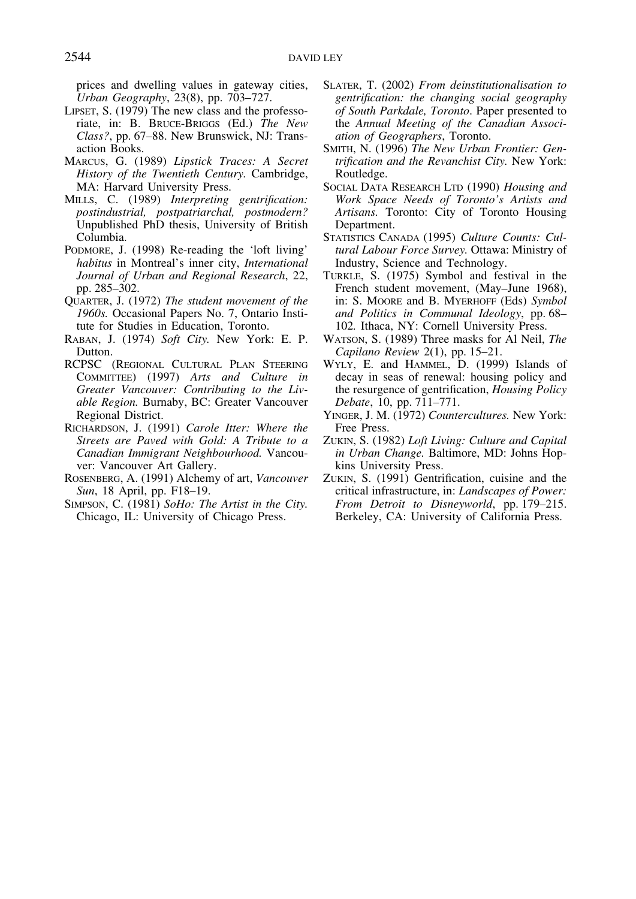prices and dwelling values in gateway cities, *Urban Geography*, 23(8), pp. 703–727.

LIPSET, S. (1979) The new class and the professoriate, in: B. BRUCE-BRIGGS (Ed.) *The New Class?*, pp. 67–88. New Brunswick, NJ: Transaction Books.

MARCUS, G. (1989) *Lipstick Traces: A Secret History of the Twentieth Century.* Cambridge, MA: Harvard University Press.

MILLS, C. (1989) *Interpreting gentrification: postindustrial, postpatriarchal, postmodern?* Unpublished PhD thesis, University of British Columbia.

PODMORE, J. (1998) Re-reading the 'loft living' *habitus* in Montreal's inner city, *International Journal of Urban and Regional Research*, 22, pp. 285–302.

QUARTER, J. (1972) *The student movement of the 1960s.* Occasional Papers No. 7, Ontario Institute for Studies in Education, Toronto.

RABAN, J. (1974) *Soft City.* New York: E. P. Dutton.

RCPSC (REGIONAL CULTURAL PLAN STEERING COMMITTEE) (1997) *Arts and Culture in Greater Vancouver: Contributing to the Livable Region.* Burnaby, BC: Greater Vancouver Regional District.

RICHARDSON, J. (1991) *Carole Itter: Where the Streets are Paved with Gold: A Tribute to a Canadian Immigrant Neighbourhood.* Vancouver: Vancouver Art Gallery.

ROSENBERG, A. (1991) Alchemy of art, *Vancouver Sun*, 18 April, pp. F18–19.

SIMPSON, C. (1981) *SoHo: The Artist in the City.* Chicago, IL: University of Chicago Press.

SLATER, T. (2002) *From deinstitutionalisation to gentrification: the changing social geography of South Parkdale, Toronto*. Paper presented to the *Annual Meeting of the Canadian Association of Geographers*, Toronto.

SMITH, N. (1996) *The New Urban Frontier: Gentrification and the Revanchist City.* New York: Routledge.

SOCIAL DATA RESEARCH LTD (1990) *Housing and Work Space Needs of Toronto's Artists and Artisans.* Toronto: City of Toronto Housing Department.

STATISTICS CANADA (1995) *Culture Counts: Cultural Labour Force Survey.* Ottawa: Ministry of Industry, Science and Technology.

TURKLE, S. (1975) Symbol and festival in the French student movement, (May–June 1968), in: S. MOORE and B. MYERHOFF (Eds) *Symbol and Politics in Communal Ideology*, pp. 68–102. Ithaca, NY: Cornell University Press.

WATSON, S. (1989) Three masks for Al Neil, *The Capilano Review* 2(1), pp. 15–21.

WYLY, E. and HAMMEL, D. (1999) Islands of decay in seas of renewal: housing policy and the resurgence of gentrification, *Housing Policy Debate*, 10, pp. 711–771.

YINGER, J. M. (1972) *Countercultures.* New York: Free Press.

ZUKIN, S. (1982) *Loft Living: Culture and Capital in Urban Change.* Baltimore, MD: Johns Hopkins University Press.

ZUKIN, S. (1991) Gentrification, cuisine and the critical infrastructure, in: *Landscapes of Power: From Detroit to Disneyworld*, pp. 179–215. Berkeley, CA: University of California Press.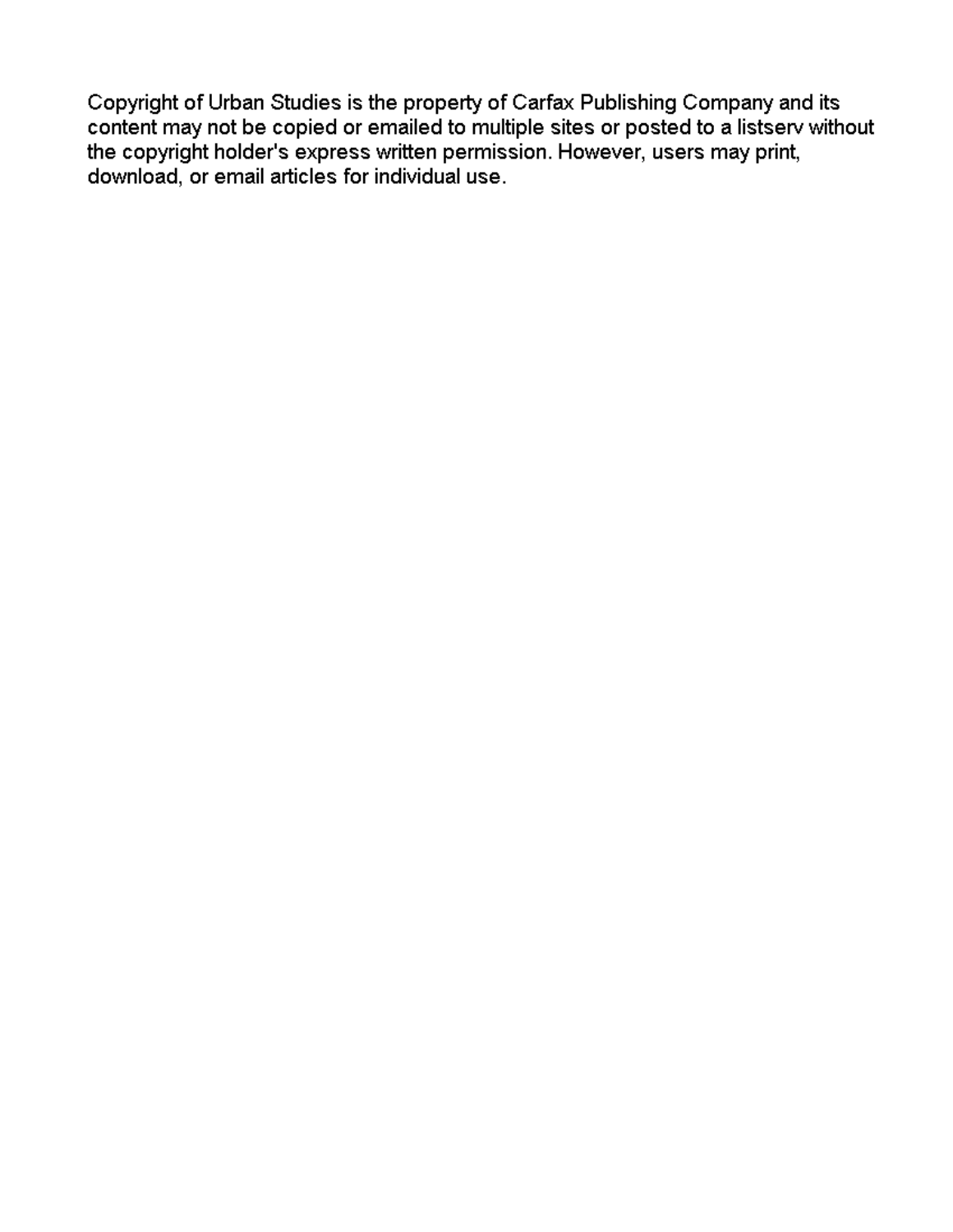Copyright of Urban Studies is the property of Carfax Publishing Company and its content may not be copied or emailed to multiple sites or posted to a listserv without the copyright holder's express written permission. However, users may print, download, or email articles for individual use.